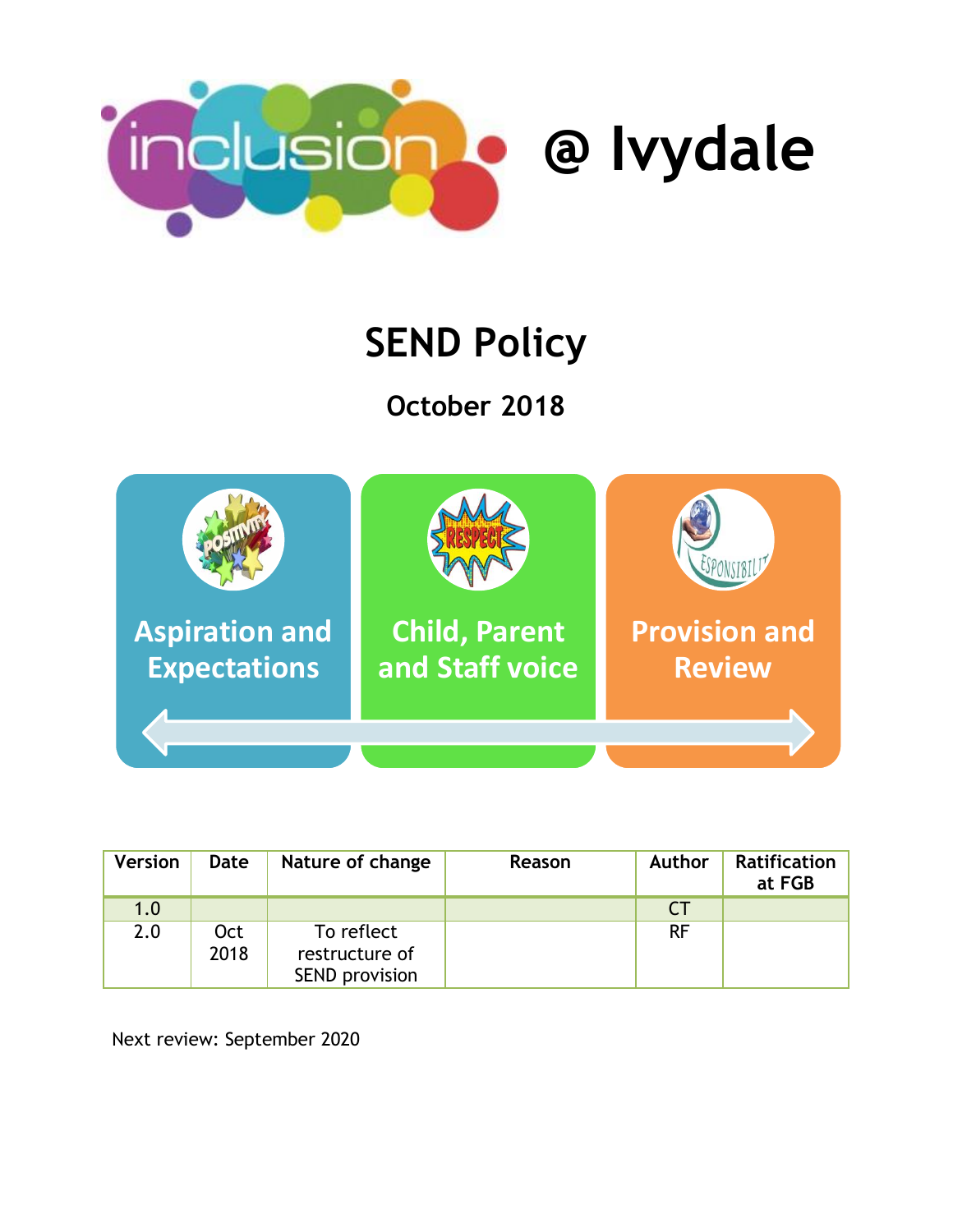# inclusion @ Ivydale

# SEND Policy

## October 2018

**Aspiration and Expectations**

**Child, Parent and Staff voice**

**Provision and Review**

| Version | Date | Nature of change | Reason | Author | Ratification at FGB |
|---|---|---|---|---|---|
| 1.0 | | | | CT | |
| 2.0 | Oct 2018 | To reflect restructure of SEND provision | | RF | |

Next review: September 2020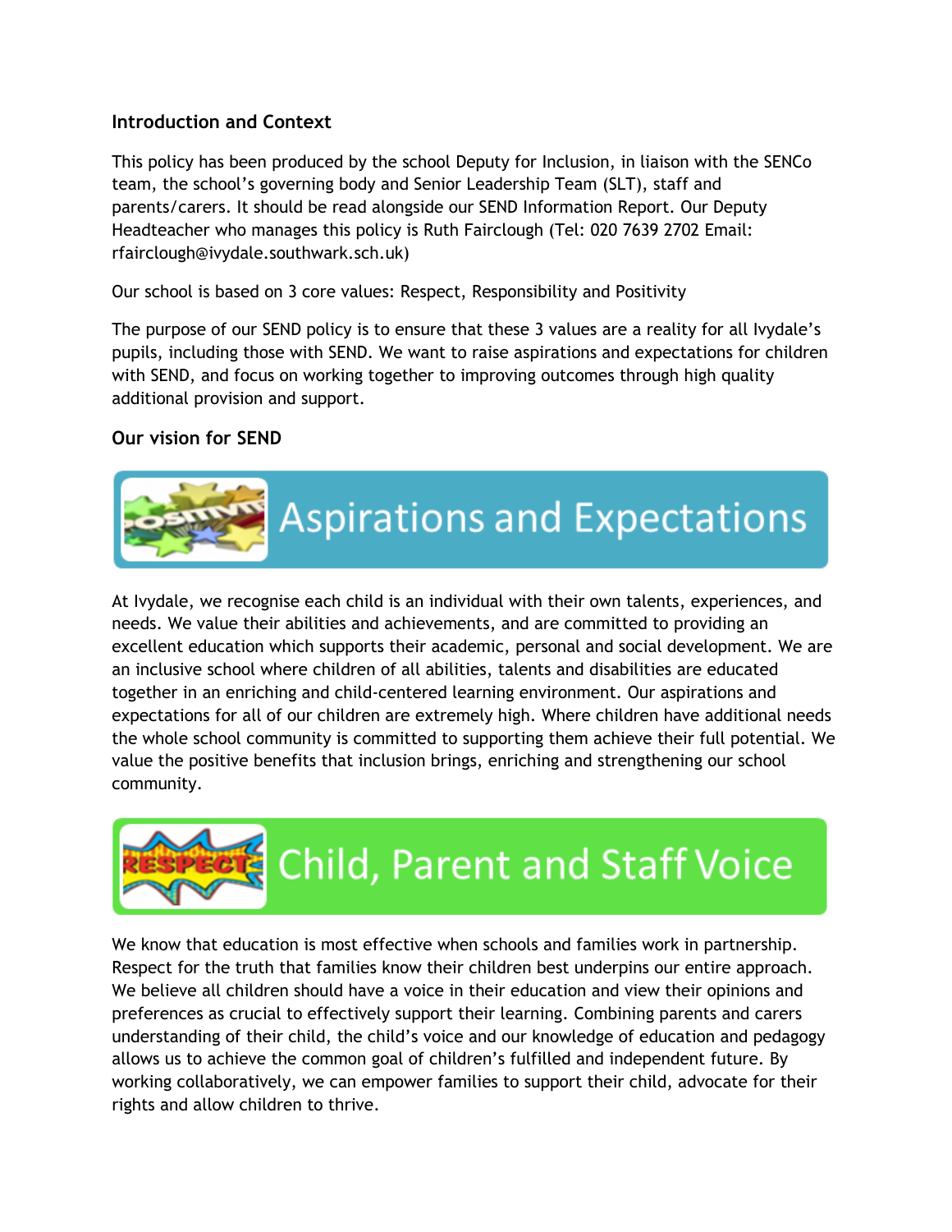**Introduction and Context**

This policy has been produced by the school Deputy for Inclusion, in liaison with the SENCo team, the school's governing body and Senior Leadership Team (SLT), staff and parents/carers. It should be read alongside our SEND Information Report. Our Deputy Headteacher who manages this policy is Ruth Fairclough (Tel: 020 7639 2702 Email: rfairclough@ivydale.southwark.sch.uk)

Our school is based on 3 core values: Respect, Responsibility and Positivity

The purpose of our SEND policy is to ensure that these 3 values are a reality for all Ivydale's pupils, including those with SEND. We want to raise aspirations and expectations for children with SEND, and focus on working together to improving outcomes through high quality additional provision and support.

**Our vision for SEND**

## Aspirations and Expectations

At Ivydale, we recognise each child is an individual with their own talents, experiences, and needs. We value their abilities and achievements, and are committed to providing an excellent education which supports their academic, personal and social development. We are an inclusive school where children of all abilities, talents and disabilities are educated together in an enriching and child-centered learning environment. Our aspirations and expectations for all of our children are extremely high. Where children have additional needs the whole school community is committed to supporting them achieve their full potential. We value the positive benefits that inclusion brings, enriching and strengthening our school community.

## Child, Parent and Staff Voice

We know that education is most effective when schools and families work in partnership. Respect for the truth that families know their children best underpins our entire approach. We believe all children should have a voice in their education and view their opinions and preferences as crucial to effectively support their learning. Combining parents and carers understanding of their child, the child's voice and our knowledge of education and pedagogy allows us to achieve the common goal of children's fulfilled and independent future. By working collaboratively, we can empower families to support their child, advocate for their rights and allow children to thrive.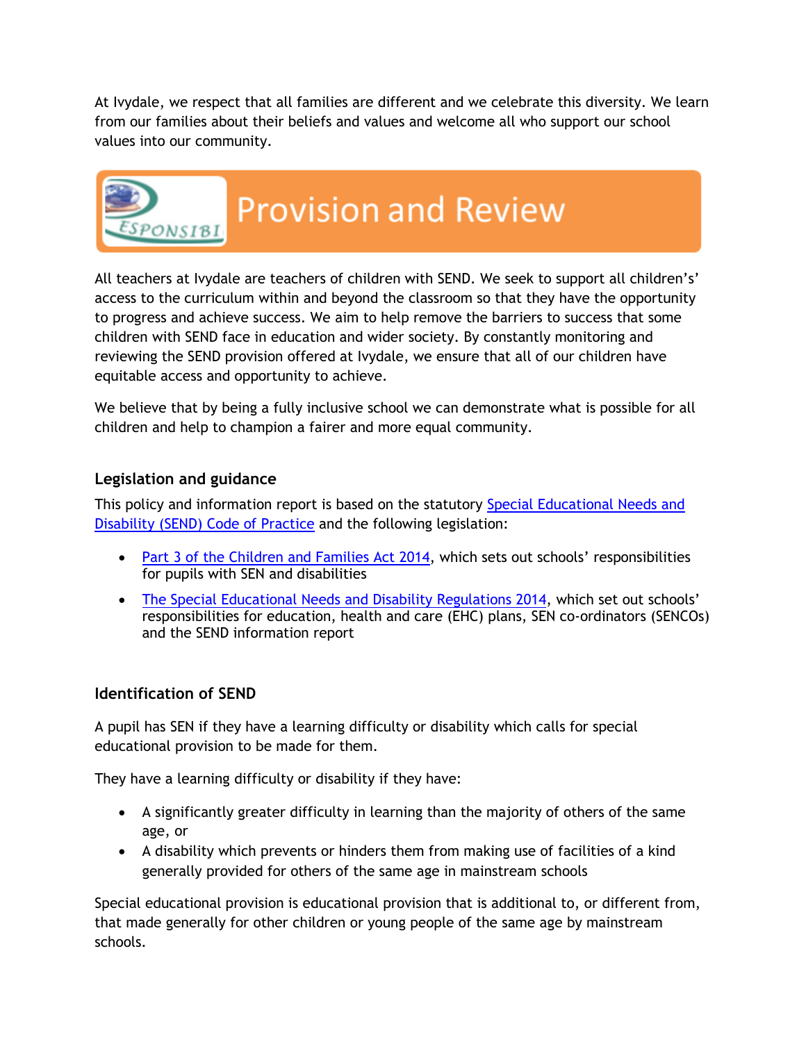At Ivydale, we respect that all families are different and we celebrate this diversity. We learn from our families about their beliefs and values and welcome all who support our school values into our community.

## Provision and Review

All teachers at Ivydale are teachers of children with SEND. We seek to support all children's' access to the curriculum within and beyond the classroom so that they have the opportunity to progress and achieve success. We aim to help remove the barriers to success that some children with SEND face in education and wider society. By constantly monitoring and reviewing the SEND provision offered at Ivydale, we ensure that all of our children have equitable access and opportunity to achieve.

We believe that by being a fully inclusive school we can demonstrate what is possible for all children and help to champion a fairer and more equal community.

### Legislation and guidance

This policy and information report is based on the statutory Special Educational Needs and Disability (SEND) Code of Practice and the following legislation:

- Part 3 of the Children and Families Act 2014, which sets out schools' responsibilities for pupils with SEN and disabilities
- The Special Educational Needs and Disability Regulations 2014, which set out schools' responsibilities for education, health and care (EHC) plans, SEN co-ordinators (SENCOs) and the SEND information report

### Identification of SEND

A pupil has SEN if they have a learning difficulty or disability which calls for special educational provision to be made for them.

They have a learning difficulty or disability if they have:

- A significantly greater difficulty in learning than the majority of others of the same age, or
- A disability which prevents or hinders them from making use of facilities of a kind generally provided for others of the same age in mainstream schools

Special educational provision is educational provision that is additional to, or different from, that made generally for other children or young people of the same age by mainstream schools.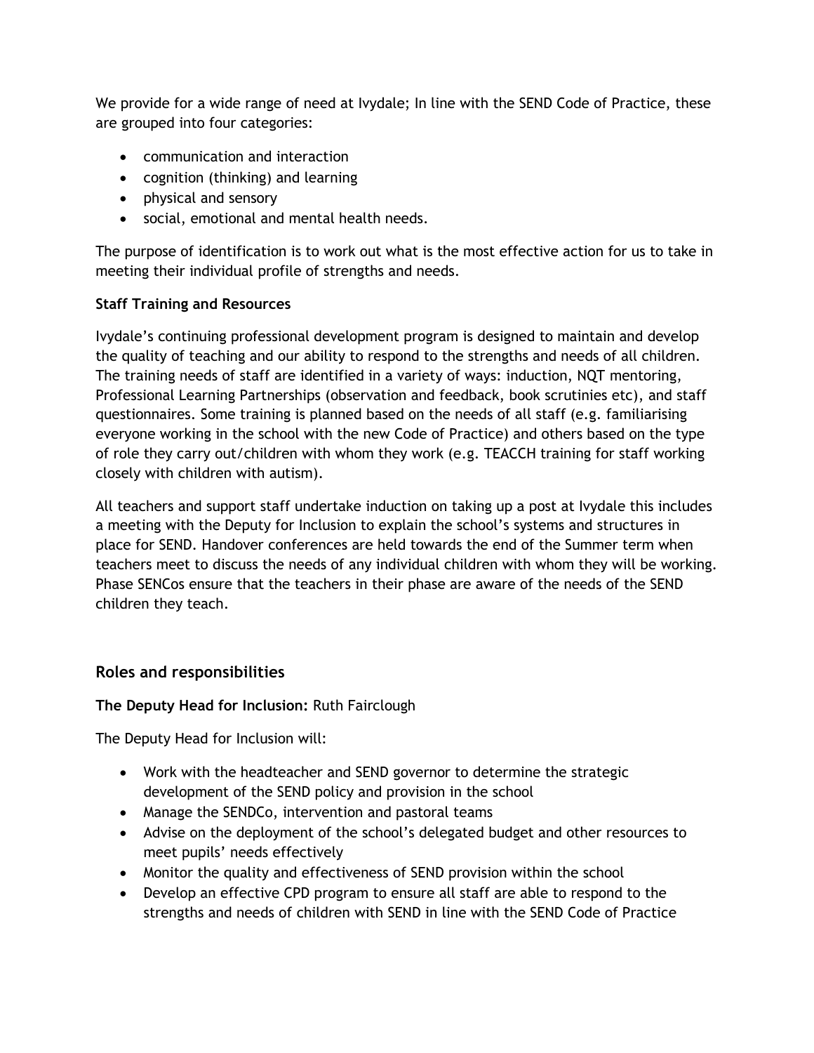We provide for a wide range of need at Ivydale; In line with the SEND Code of Practice, these are grouped into four categories:

- communication and interaction
- cognition (thinking) and learning
- physical and sensory
- social, emotional and mental health needs.

The purpose of identification is to work out what is the most effective action for us to take in meeting their individual profile of strengths and needs.

**Staff Training and Resources**

Ivydale's continuing professional development program is designed to maintain and develop the quality of teaching and our ability to respond to the strengths and needs of all children. The training needs of staff are identified in a variety of ways: induction, NQT mentoring, Professional Learning Partnerships (observation and feedback, book scrutinies etc), and staff questionnaires. Some training is planned based on the needs of all staff (e.g. familiarising everyone working in the school with the new Code of Practice) and others based on the type of role they carry out/children with whom they work (e.g. TEACCH training for staff working closely with children with autism).

All teachers and support staff undertake induction on taking up a post at Ivydale this includes a meeting with the Deputy for Inclusion to explain the school's systems and structures in place for SEND. Handover conferences are held towards the end of the Summer term when teachers meet to discuss the needs of any individual children with whom they will be working. Phase SENCos ensure that the teachers in their phase are aware of the needs of the SEND children they teach.

## Roles and responsibilities

**The Deputy Head for Inclusion:** Ruth Fairclough

The Deputy Head for Inclusion will:

- Work with the headteacher and SEND governor to determine the strategic development of the SEND policy and provision in the school
- Manage the SENDCo, intervention and pastoral teams
- Advise on the deployment of the school's delegated budget and other resources to meet pupils' needs effectively
- Monitor the quality and effectiveness of SEND provision within the school
- Develop an effective CPD program to ensure all staff are able to respond to the strengths and needs of children with SEND in line with the SEND Code of Practice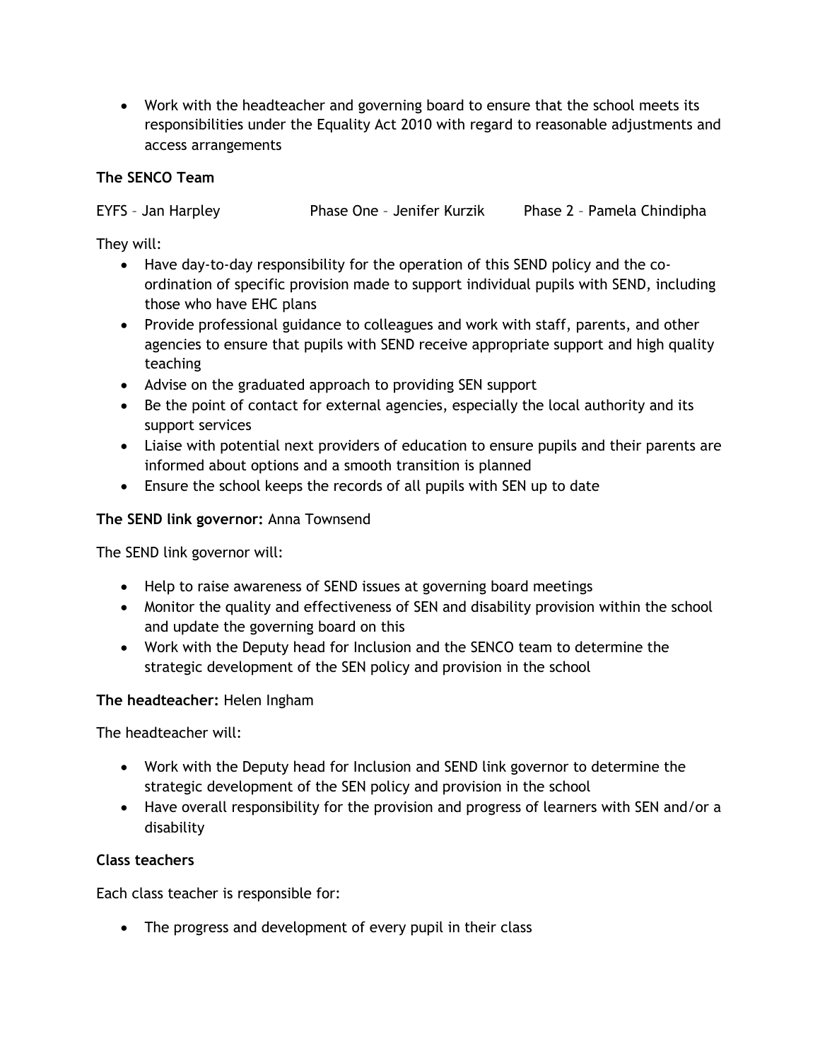- Work with the headteacher and governing board to ensure that the school meets its responsibilities under the Equality Act 2010 with regard to reasonable adjustments and access arrangements

**The SENCO Team**

EYFS – Jan Harpley Phase One – Jenifer Kurzik Phase 2 – Pamela Chindipha

They will:

- Have day-to-day responsibility for the operation of this SEND policy and the co-ordination of specific provision made to support individual pupils with SEND, including those who have EHC plans
- Provide professional guidance to colleagues and work with staff, parents, and other agencies to ensure that pupils with SEND receive appropriate support and high quality teaching
- Advise on the graduated approach to providing SEN support
- Be the point of contact for external agencies, especially the local authority and its support services
- Liaise with potential next providers of education to ensure pupils and their parents are informed about options and a smooth transition is planned
- Ensure the school keeps the records of all pupils with SEN up to date

**The SEND link governor:** Anna Townsend

The SEND link governor will:

- Help to raise awareness of SEND issues at governing board meetings
- Monitor the quality and effectiveness of SEN and disability provision within the school and update the governing board on this
- Work with the Deputy head for Inclusion and the SENCO team to determine the strategic development of the SEN policy and provision in the school

**The headteacher:** Helen Ingham

The headteacher will:

- Work with the Deputy head for Inclusion and SEND link governor to determine the strategic development of the SEN policy and provision in the school
- Have overall responsibility for the provision and progress of learners with SEN and/or a disability

**Class teachers**

Each class teacher is responsible for:

- The progress and development of every pupil in their class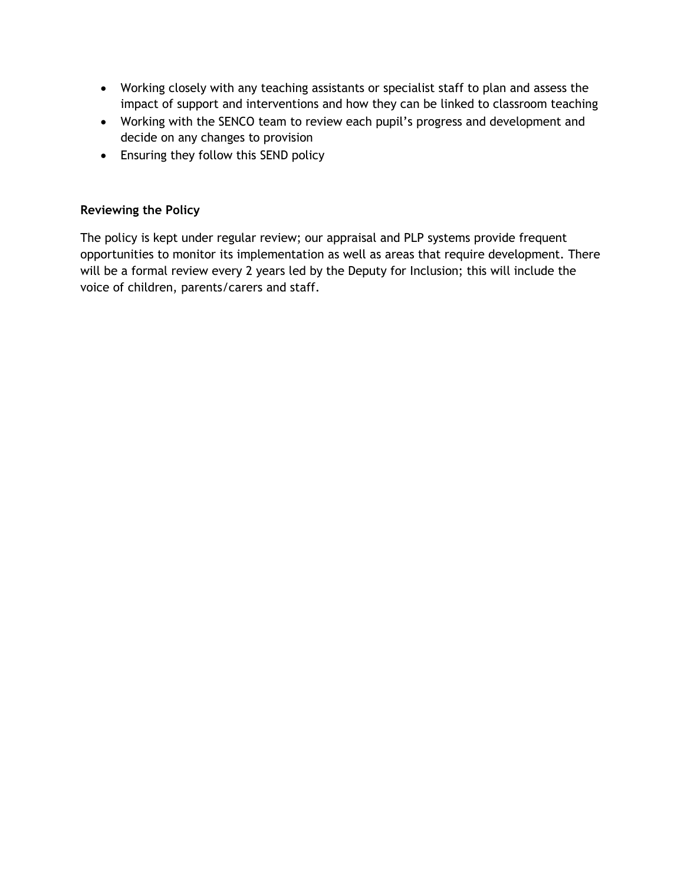- Working closely with any teaching assistants or specialist staff to plan and assess the impact of support and interventions and how they can be linked to classroom teaching
- Working with the SENCO team to review each pupil's progress and development and decide on any changes to provision
- Ensuring they follow this SEND policy

**Reviewing the Policy**

The policy is kept under regular review; our appraisal and PLP systems provide frequent opportunities to monitor its implementation as well as areas that require development. There will be a formal review every 2 years led by the Deputy for Inclusion; this will include the voice of children, parents/carers and staff.